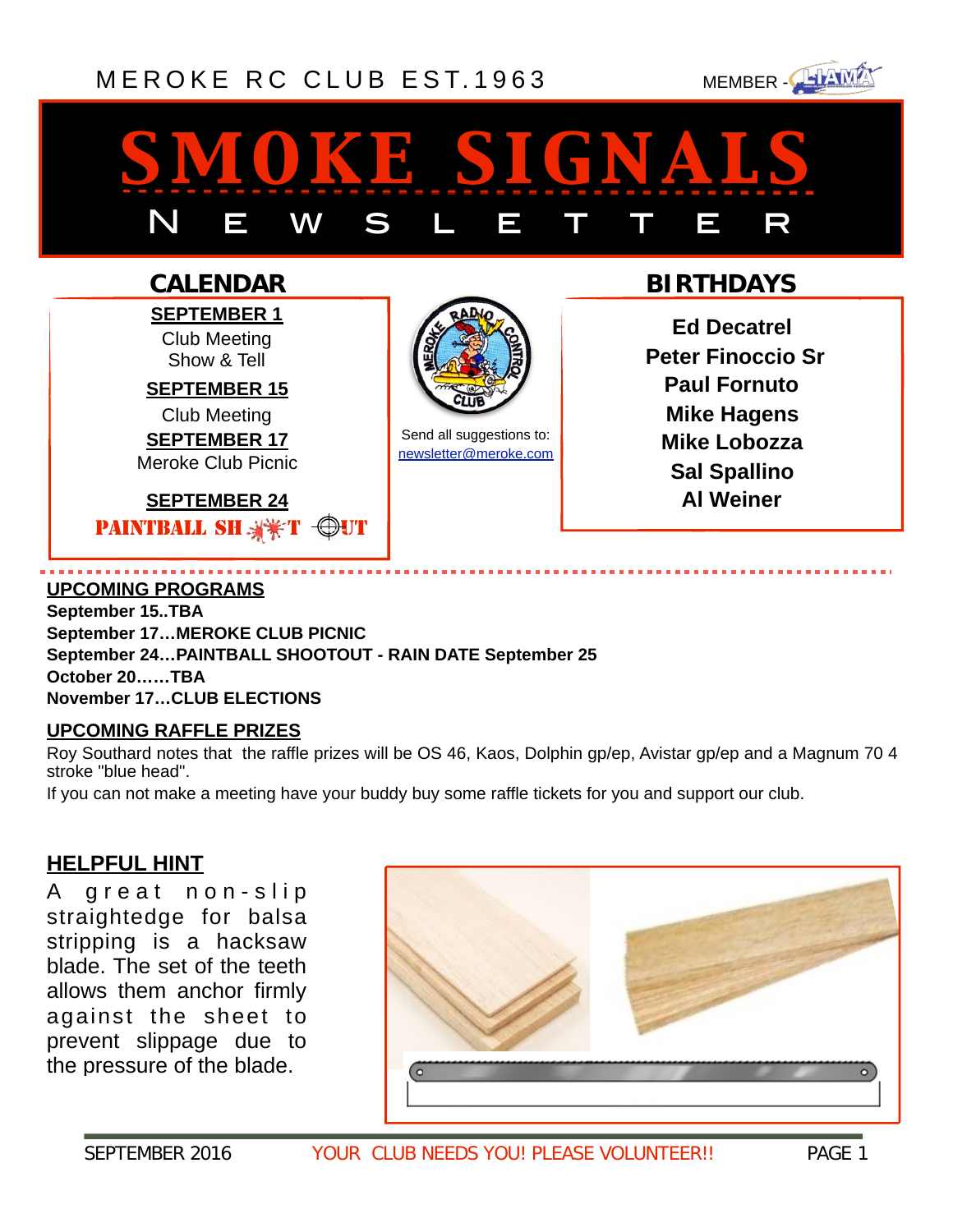MEROKE RC CLUB EST.1963

MEMBER - LIAMA

# SMOKE SIGNALS

## NEWSLETTER

## CALENDAR

**SEPTEMBER 1**
Club Meeting
Show & Tell

**SEPTEMBER 15**
Club Meeting

**SEPTEMBER 17**
Meroke Club Picnic

**SEPTEMBER 24**
PAINTBALL SHOOT OUT

Send all suggestions to:
newsletter@meroke.com

## BIRTHDAYS

**Ed Decatrel**
**Peter Finoccio Sr**
**Paul Fornuto**
**Mike Hagens**
**Mike Lobozza**
**Sal Spallino**
**Al Weiner**

---

### UPCOMING PROGRAMS

**September 15..TBA**
**September 17…MEROKE CLUB PICNIC**
**September 24…PAINTBALL SHOOTOUT - RAIN DATE September 25**
**October 20……TBA**
**November 17…CLUB ELECTIONS**

### UPCOMING RAFFLE PRIZES

Roy Southard notes that the raffle prizes will be OS 46, Kaos, Dolphin gp/ep, Avistar gp/ep and a Magnum 70 4 stroke "blue head".

If you can not make a meeting have your buddy buy some raffle tickets for you and support our club.

### HELPFUL HINT

A great non-slip straightedge for balsa stripping is a hacksaw blade. The set of the teeth allows them anchor firmly against the sheet to prevent slippage due to the pressure of the blade.

SEPTEMBER 2016 — YOUR CLUB NEEDS YOU! PLEASE VOLUNTEER!!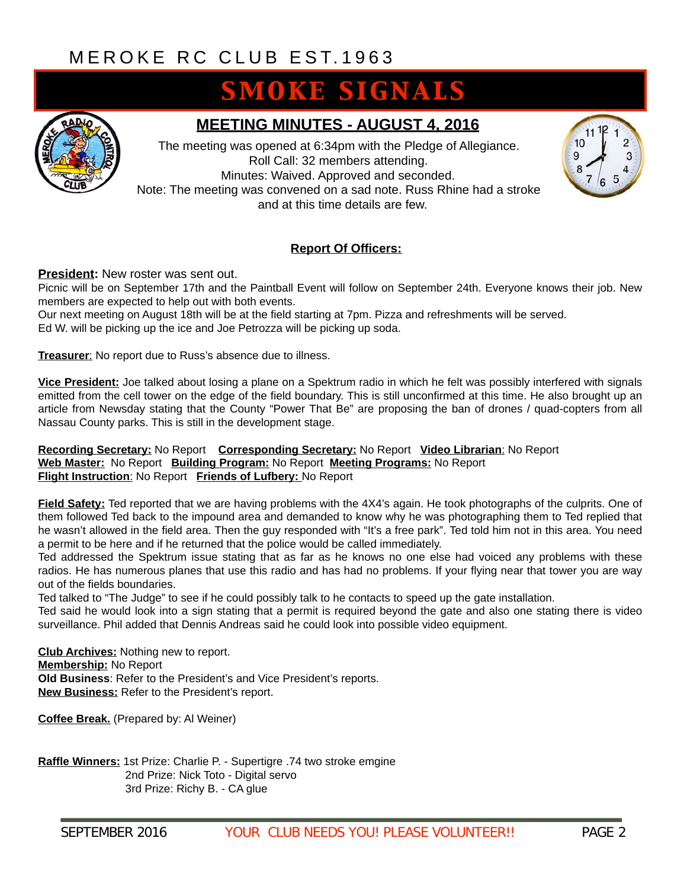MEROKE RC CLUB EST.1963

# SMOKE SIGNALS

## MEETING MINUTES - AUGUST 4, 2016

The meeting was opened at 6:34pm with the Pledge of Allegiance.
Roll Call: 32 members attending.
Minutes: Waived. Approved and seconded.
Note: The meeting was convened on a sad note. Russ Rhine had a stroke and at this time details are few.

### Report Of Officers:

**President:** New roster was sent out.
Picnic will be on September 17th and the Paintball Event will follow on September 24th. Everyone knows their job. New members are expected to help out with both events.
Our next meeting on August 18th will be at the field starting at 7pm. Pizza and refreshments will be served.
Ed W. will be picking up the ice and Joe Petrozza will be picking up soda.

**Treasurer**: No report due to Russ's absence due to illness.

**Vice President:** Joe talked about losing a plane on a Spektrum radio in which he felt was possibly interfered with signals emitted from the cell tower on the edge of the field boundary. This is still unconfirmed at this time. He also brought up an article from Newsday stating that the County "Power That Be" are proposing the ban of drones / quad-copters from all Nassau County parks. This is still in the development stage.

**Recording Secretary:** No Report **Corresponding Secretary:** No Report **Video Librarian**: No Report
**Web Master:** No Report **Building Program:** No Report **Meeting Programs:** No Report
**Flight Instruction**: No Report **Friends of Lufbery:** No Report

**Field Safety:** Ted reported that we are having problems with the 4X4's again. He took photographs of the culprits. One of them followed Ted back to the impound area and demanded to know why he was photographing them to Ted replied that he wasn't allowed in the field area. Then the guy responded with "It's a free park". Ted told him not in this area. You need a permit to be here and if he returned that the police would be called immediately.
Ted addressed the Spektrum issue stating that as far as he knows no one else had voiced any problems with these radios. He has numerous planes that use this radio and has had no problems. If your flying near that tower you are way out of the fields boundaries.
Ted talked to "The Judge" to see if he could possibly talk to he contacts to speed up the gate installation.
Ted said he would look into a sign stating that a permit is required beyond the gate and also one stating there is video surveillance. Phil added that Dennis Andreas said he could look into possible video equipment.

**Club Archives:** Nothing new to report.
**Membership:** No Report
**Old Business**: Refer to the President's and Vice President's reports.
**New Business:** Refer to the President's report.

**Coffee Break.** (Prepared by: Al Weiner)

**Raffle Winners:** 1st Prize: Charlie P. - Supertigre .74 two stroke emgine
2nd Prize: Nick Toto - Digital servo
3rd Prize: Richy B. - CA glue

YOUR CLUB NEEDS YOU! PLEASE VOLUNTEER!!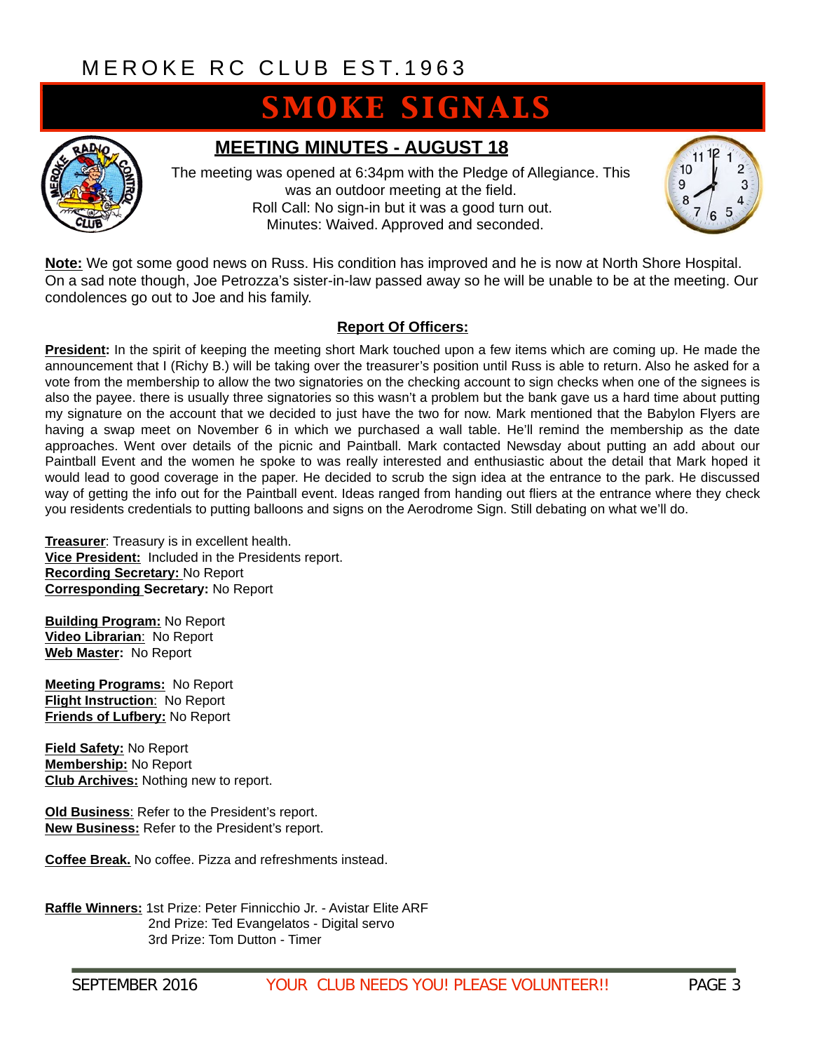MEROKE RC CLUB EST.1963

# SMOKE SIGNALS

## MEETING MINUTES - AUGUST 18

The meeting was opened at 6:34pm with the Pledge of Allegiance. This was an outdoor meeting at the field.
Roll Call: No sign-in but it was a good turn out.
Minutes: Waived. Approved and seconded.

**Note:** We got some good news on Russ. His condition has improved and he is now at North Shore Hospital. On a sad note though, Joe Petrozza's sister-in-law passed away so he will be unable to be at the meeting. Our condolences go out to Joe and his family.

### Report Of Officers:

**President:** In the spirit of keeping the meeting short Mark touched upon a few items which are coming up. He made the announcement that I (Richy B.) will be taking over the treasurer's position until Russ is able to return. Also he asked for a vote from the membership to allow the two signatories on the checking account to sign checks when one of the signees is also the payee. there is usually three signatories so this wasn't a problem but the bank gave us a hard time about putting my signature on the account that we decided to just have the two for now. Mark mentioned that the Babylon Flyers are having a swap meet on November 6 in which we purchased a wall table. He'll remind the membership as the date approaches. Went over details of the picnic and Paintball. Mark contacted Newsday about putting an add about our Paintball Event and the women he spoke to was really interested and enthusiastic about the detail that Mark hoped it would lead to good coverage in the paper. He decided to scrub the sign idea at the entrance to the park. He discussed way of getting the info out for the Paintball event. Ideas ranged from handing out fliers at the entrance where they check you residents credentials to putting balloons and signs on the Aerodrome Sign. Still debating on what we'll do.

**Treasurer**: Treasury is in excellent health.
**Vice President:** Included in the Presidents report.
**Recording Secretary:** No Report
**Corresponding Secretary:** No Report

**Building Program:** No Report
**Video Librarian**: No Report
**Web Master:** No Report

**Meeting Programs:** No Report
**Flight Instruction**: No Report
**Friends of Lufbery:** No Report

**Field Safety:** No Report
**Membership:** No Report
**Club Archives:** Nothing new to report.

**Old Business**: Refer to the President's report.
**New Business:** Refer to the President's report.

**Coffee Break.** No coffee. Pizza and refreshments instead.

**Raffle Winners:** 1st Prize: Peter Finnicchio Jr. - Avistar Elite ARF
2nd Prize: Ted Evangelatos - Digital servo
3rd Prize: Tom Dutton - Timer

YOUR CLUB NEEDS YOU! PLEASE VOLUNTEER!!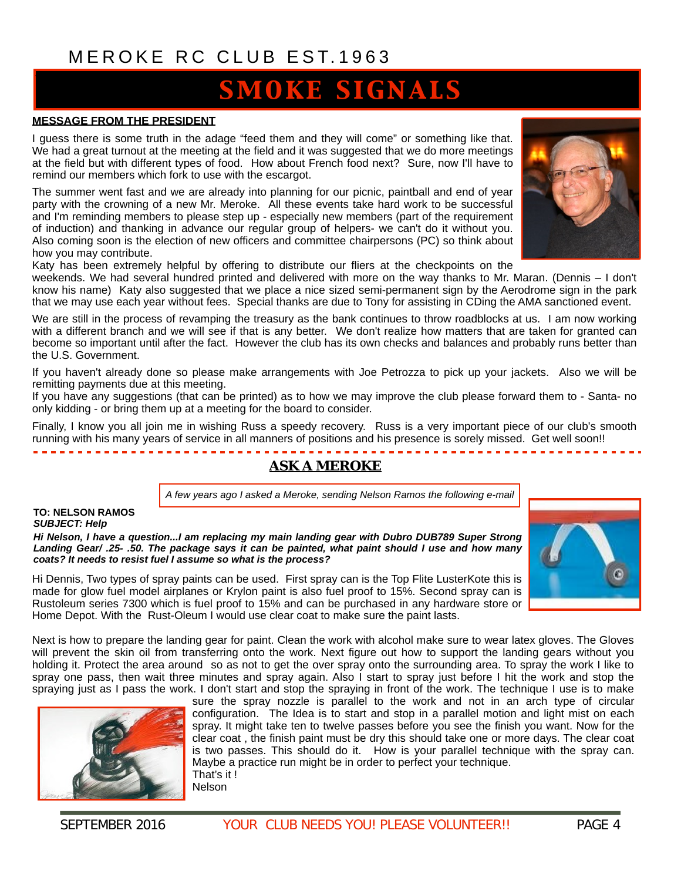MEROKE RC CLUB EST.1963

# SMOKE SIGNALS

## MESSAGE FROM THE PRESIDENT

I guess there is some truth in the adage "feed them and they will come" or something like that. We had a great turnout at the meeting at the field and it was suggested that we do more meetings at the field but with different types of food. How about French food next? Sure, now I'll have to remind our members which fork to use with the escargot.

The summer went fast and we are already into planning for our picnic, paintball and end of year party with the crowning of a new Mr. Meroke. All these events take hard work to be successful and I'm reminding members to please step up - especially new members (part of the requirement of induction) and thanking in advance our regular group of helpers- we can't do it without you. Also coming soon is the election of new officers and committee chairpersons (PC) so think about how you may contribute.

Katy has been extremely helpful by offering to distribute our fliers at the checkpoints on the weekends. We had several hundred printed and delivered with more on the way thanks to Mr. Maran. (Dennis – I don't know his name) Katy also suggested that we place a nice sized semi-permanent sign by the Aerodrome sign in the park that we may use each year without fees. Special thanks are due to Tony for assisting in CDing the AMA sanctioned event.

We are still in the process of revamping the treasury as the bank continues to throw roadblocks at us. I am now working with a different branch and we will see if that is any better. We don't realize how matters that are taken for granted can become so important until after the fact. However the club has its own checks and balances and probably runs better than the U.S. Government.

If you haven't already done so please make arrangements with Joe Petrozza to pick up your jackets. Also we will be remitting payments due at this meeting.

If you have any suggestions (that can be printed) as to how we may improve the club please forward them to - Santa- no only kidding - or bring them up at a meeting for the board to consider.

Finally, I know you all join me in wishing Russ a speedy recovery. Russ is a very important piece of our club's smooth running with his many years of service in all manners of positions and his presence is sorely missed. Get well soon!!

## ASK A MEROKE

*A few years ago I asked a Meroke, sending Nelson Ramos the following e-mail*

**TO: NELSON RAMOS**
***SUBJECT: Help***

***Hi Nelson, I have a question...I am replacing my main landing gear with Dubro DUB789 Super Strong Landing Gear/ .25- .50. The package says it can be painted, what paint should I use and how many coats? It needs to resist fuel I assume so what is the process?***

Hi Dennis, Two types of spray paints can be used. First spray can is the Top Flite LusterKote this is made for glow fuel model airplanes or Krylon paint is also fuel proof to 15%. Second spray can is Rustoleum series 7300 which is fuel proof to 15% and can be purchased in any hardware store or Home Depot. With the Rust-Oleum I would use clear coat to make sure the paint lasts.

Next is how to prepare the landing gear for paint. Clean the work with alcohol make sure to wear latex gloves. The Gloves will prevent the skin oil from transferring onto the work. Next figure out how to support the landing gears without you holding it. Protect the area around so as not to get the over spray onto the surrounding area. To spray the work I like to spray one pass, then wait three minutes and spray again. Also I start to spray just before I hit the work and stop the spraying just as I pass the work. I don't start and stop the spraying in front of the work. The technique I use is to make sure the spray nozzle is parallel to the work and not in an arch type of circular configuration. The Idea is to start and stop in a parallel motion and light mist on each spray. It might take ten to twelve passes before you see the finish you want. Now for the clear coat , the finish paint must be dry this should take one or more days. The clear coat is two passes. This should do it. How is your parallel technique with the spray can. Maybe a practice run might be in order to perfect your technique.

That's it !

Nelson

YOUR CLUB NEEDS YOU! PLEASE VOLUNTEER!!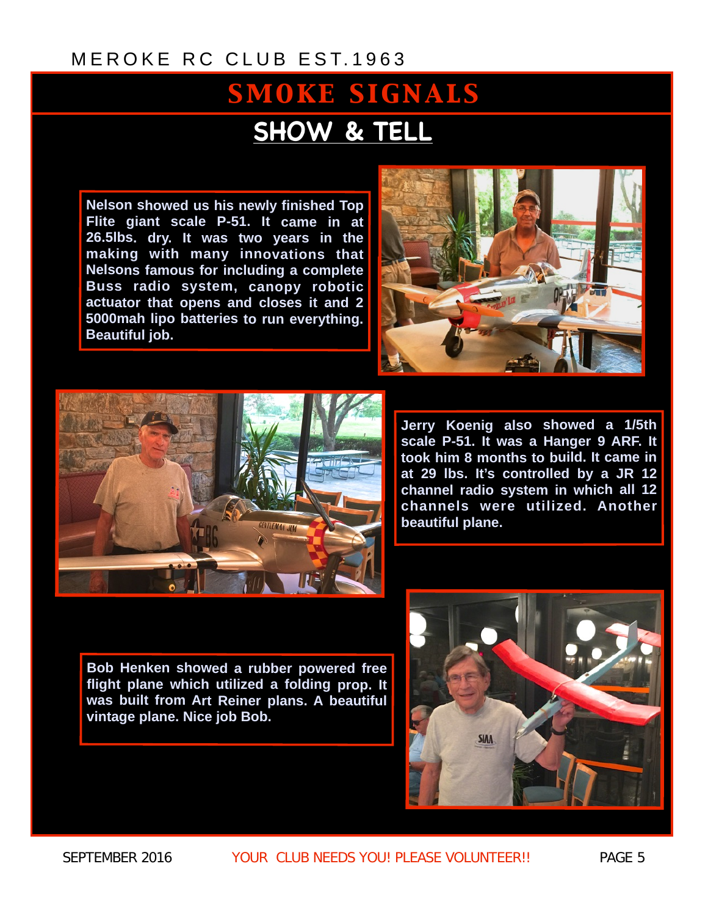# SMOKE SIGNALS

## SHOW & TELL

**Nelson showed us his newly finished Top Flite giant scale P-51. It came in at 26.5lbs. dry. It was two years in the making with many innovations that Nelsons famous for including a complete Buss radio system, canopy robotic actuator that opens and closes it and 2 5000mah lipo batteries to run everything. Beautiful job.**

**Jerry Koenig also showed a 1/5th scale P-51. It was a Hanger 9 ARF. It took him 8 months to build. It came in at 29 lbs. It's controlled by a JR 12 channel radio system in which all 12 channels were utilized. Another beautiful plane.**

**Bob Henken showed a rubber powered free flight plane which utilized a folding prop. It was built from Art Reiner plans. A beautiful vintage plane. Nice job Bob.**

YOUR CLUB NEEDS YOU! PLEASE VOLUNTEER!!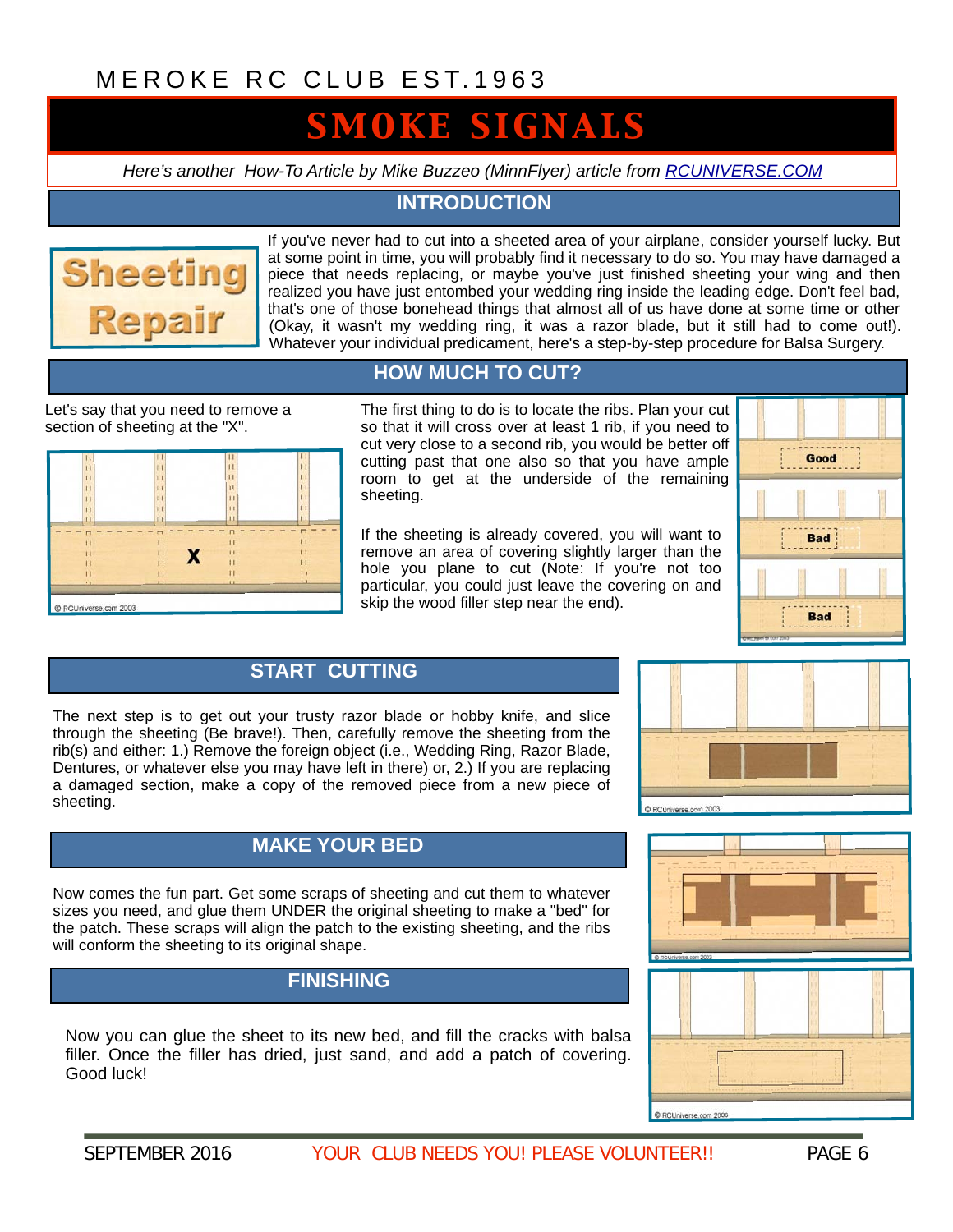MEROKE RC CLUB EST.1963

# SMOKE SIGNALS

*Here's another How-To Article by Mike Buzzeo (MinnFlyer) article from RCUNIVERSE.COM*

## INTRODUCTION

**Sheeting Repair**

If you've never had to cut into a sheeted area of your airplane, consider yourself lucky. But at some point in time, you will probably find it necessary to do so. You may have damaged a piece that needs replacing, or maybe you've just finished sheeting your wing and then realized you have just entombed your wedding ring inside the leading edge. Don't feel bad, that's one of those bonehead things that almost all of us have done at some time or other (Okay, it wasn't my wedding ring, it was a razor blade, but it still had to come out!). Whatever your individual predicament, here's a step-by-step procedure for Balsa Surgery.

## HOW MUCH TO CUT?

Let's say that you need to remove a section of sheeting at the "X".

The first thing to do is to locate the ribs. Plan your cut so that it will cross over at least 1 rib, if you need to cut very close to a second rib, you would be better off cutting past that one also so that you have ample room to get at the underside of the remaining sheeting.

If the sheeting is already covered, you will want to remove an area of covering slightly larger than the hole you plane to cut (Note: If you're not too particular, you could just leave the covering on and skip the wood filler step near the end).

## START CUTTING

The next step is to get out your trusty razor blade or hobby knife, and slice through the sheeting (Be brave!). Then, carefully remove the sheeting from the rib(s) and either: 1.) Remove the foreign object (i.e., Wedding Ring, Razor Blade, Dentures, or whatever else you may have left in there) or, 2.) If you are replacing a damaged section, make a copy of the removed piece from a new piece of sheeting.

## MAKE YOUR BED

Now comes the fun part. Get some scraps of sheeting and cut them to whatever sizes you need, and glue them UNDER the original sheeting to make a "bed" for the patch. These scraps will align the patch to the existing sheeting, and the ribs will conform the sheeting to its original shape.

## FINISHING

Now you can glue the sheet to its new bed, and fill the cracks with balsa filler. Once the filler has dried, just sand, and add a patch of covering. Good luck!

SEPTEMBER 2016 — YOUR CLUB NEEDS YOU! PLEASE VOLUNTEER!!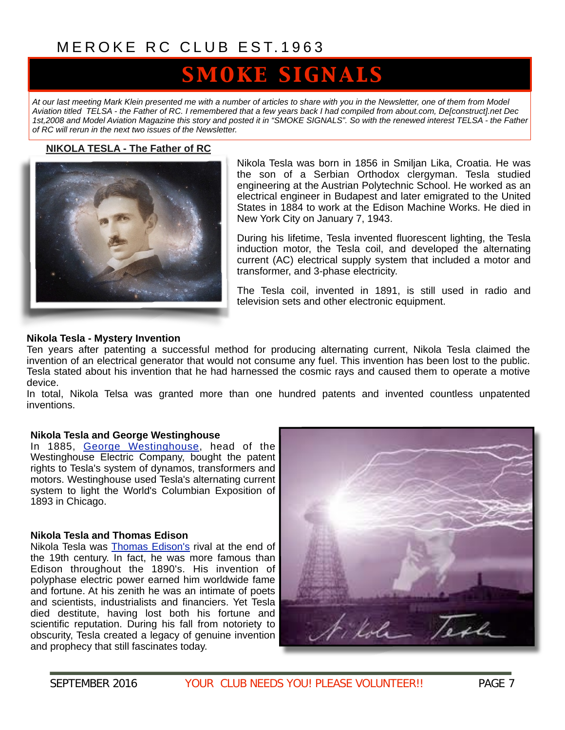*At our last meeting Mark Klein presented me with a number of articles to share with you in the Newsletter, one of them from Model Aviation titled TELSA - the Father of RC. I remembered that a few years back I had compiled from about.com, De[construct].net Dec 1st,2008 and Model Aviation Magazine this story and posted it in "SMOKE SIGNALS". So with the renewed interest TELSA - the Father of RC will rerun in the next two issues of the Newsletter.*

## NIKOLA TESLA - The Father of RC

Nikola Tesla was born in 1856 in Smiljan Lika, Croatia. He was the son of a Serbian Orthodox clergyman. Tesla studied engineering at the Austrian Polytechnic School. He worked as an electrical engineer in Budapest and later emigrated to the United States in 1884 to work at the Edison Machine Works. He died in New York City on January 7, 1943.

During his lifetime, Tesla invented fluorescent lighting, the Tesla induction motor, the Tesla coil, and developed the alternating current (AC) electrical supply system that included a motor and transformer, and 3-phase electricity.

The Tesla coil, invented in 1891, is still used in radio and television sets and other electronic equipment.

### Nikola Tesla - Mystery Invention

Ten years after patenting a successful method for producing alternating current, Nikola Tesla claimed the invention of an electrical generator that would not consume any fuel. This invention has been lost to the public. Tesla stated about his invention that he had harnessed the cosmic rays and caused them to operate a motive device.

In total, Nikola Telsa was granted more than one hundred patents and invented countless unpatented inventions.

### Nikola Tesla and George Westinghouse

In 1885, George Westinghouse, head of the Westinghouse Electric Company, bought the patent rights to Tesla's system of dynamos, transformers and motors. Westinghouse used Tesla's alternating current system to light the World's Columbian Exposition of 1893 in Chicago.

### Nikola Tesla and Thomas Edison

Nikola Tesla was Thomas Edison's rival at the end of the 19th century. In fact, he was more famous than Edison throughout the 1890's. His invention of polyphase electric power earned him worldwide fame and fortune. At his zenith he was an intimate of poets and scientists, industrialists and financiers. Yet Tesla died destitute, having lost both his fortune and scientific reputation. During his fall from notoriety to obscurity, Tesla created a legacy of genuine invention and prophecy that still fascinates today.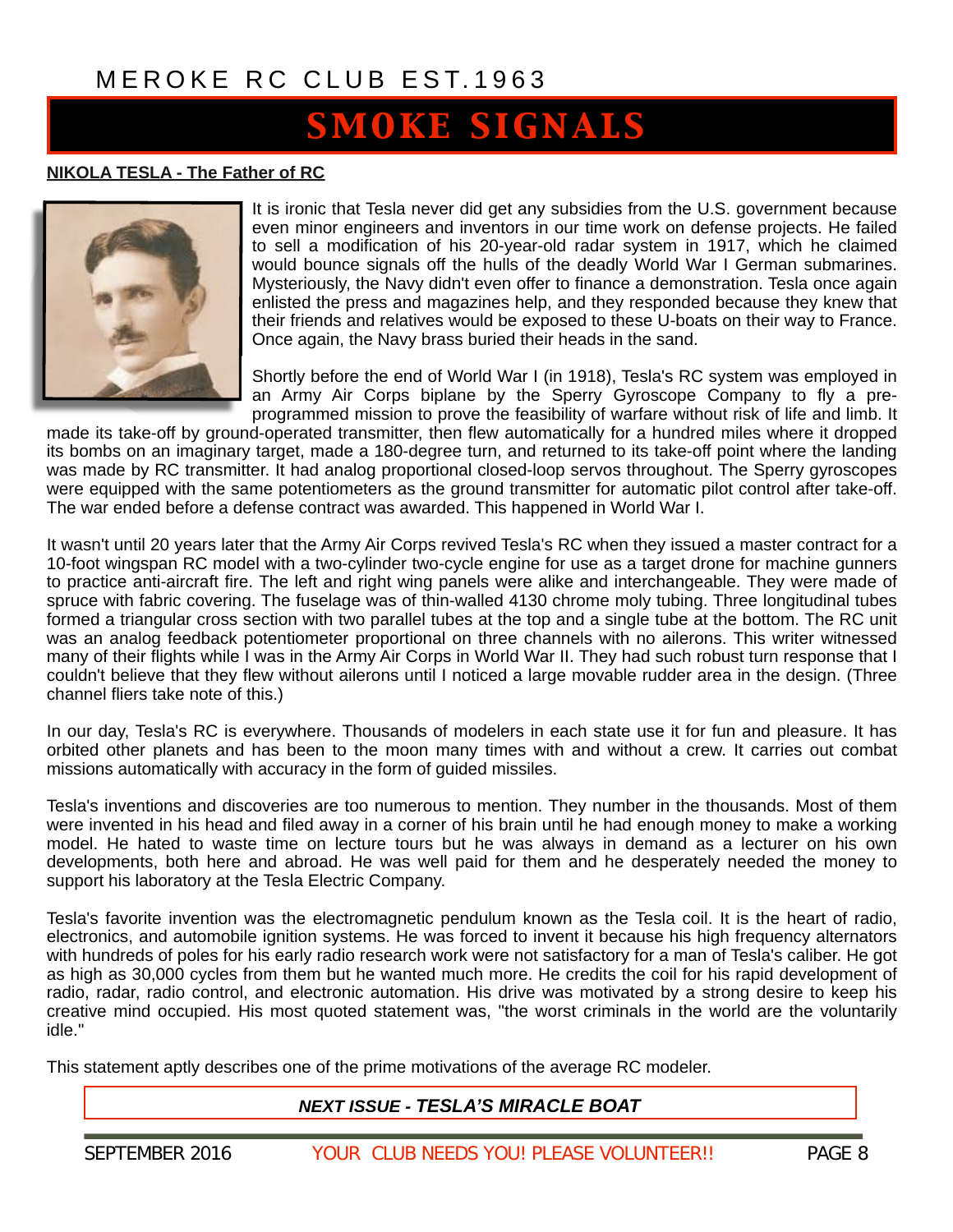MEROKE RC CLUB EST.1963

# SMOKE SIGNALS

## NIKOLA TESLA - The Father of RC

It is ironic that Tesla never did get any subsidies from the U.S. government because even minor engineers and inventors in our time work on defense projects. He failed to sell a modification of his 20-year-old radar system in 1917, which he claimed would bounce signals off the hulls of the deadly World War I German submarines. Mysteriously, the Navy didn't even offer to finance a demonstration. Tesla once again enlisted the press and magazines help, and they responded because they knew that their friends and relatives would be exposed to these U-boats on their way to France. Once again, the Navy brass buried their heads in the sand.

Shortly before the end of World War I (in 1918), Tesla's RC system was employed in an Army Air Corps biplane by the Sperry Gyroscope Company to fly a pre-programmed mission to prove the feasibility of warfare without risk of life and limb. It made its take-off by ground-operated transmitter, then flew automatically for a hundred miles where it dropped its bombs on an imaginary target, made a 180-degree turn, and returned to its take-off point where the landing was made by RC transmitter. It had analog proportional closed-loop servos throughout. The Sperry gyroscopes were equipped with the same potentiometers as the ground transmitter for automatic pilot control after take-off. The war ended before a defense contract was awarded. This happened in World War I.

It wasn't until 20 years later that the Army Air Corps revived Tesla's RC when they issued a master contract for a 10-foot wingspan RC model with a two-cylinder two-cycle engine for use as a target drone for machine gunners to practice anti-aircraft fire. The left and right wing panels were alike and interchangeable. They were made of spruce with fabric covering. The fuselage was of thin-walled 4130 chrome moly tubing. Three longitudinal tubes formed a triangular cross section with two parallel tubes at the top and a single tube at the bottom. The RC unit was an analog feedback potentiometer proportional on three channels with no ailerons. This writer witnessed many of their flights while I was in the Army Air Corps in World War II. They had such robust turn response that I couldn't believe that they flew without ailerons until I noticed a large movable rudder area in the design. (Three channel fliers take note of this.)

In our day, Tesla's RC is everywhere. Thousands of modelers in each state use it for fun and pleasure. It has orbited other planets and has been to the moon many times with and without a crew. It carries out combat missions automatically with accuracy in the form of guided missiles.

Tesla's inventions and discoveries are too numerous to mention. They number in the thousands. Most of them were invented in his head and filed away in a corner of his brain until he had enough money to make a working model. He hated to waste time on lecture tours but he was always in demand as a lecturer on his own developments, both here and abroad. He was well paid for them and he desperately needed the money to support his laboratory at the Tesla Electric Company.

Tesla's favorite invention was the electromagnetic pendulum known as the Tesla coil. It is the heart of radio, electronics, and automobile ignition systems. He was forced to invent it because his high frequency alternators with hundreds of poles for his early radio research work were not satisfactory for a man of Tesla's caliber. He got as high as 30,000 cycles from them but he wanted much more. He credits the coil for his rapid development of radio, radar, radio control, and electronic automation. His drive was motivated by a strong desire to keep his creative mind occupied. His most quoted statement was, "the worst criminals in the world are the voluntarily idle."

This statement aptly describes one of the prime motivations of the average RC modeler.

***NEXT ISSUE - TESLA'S MIRACLE BOAT***

SEPTEMBER 2016 — YOUR CLUB NEEDS YOU! PLEASE VOLUNTEER!!